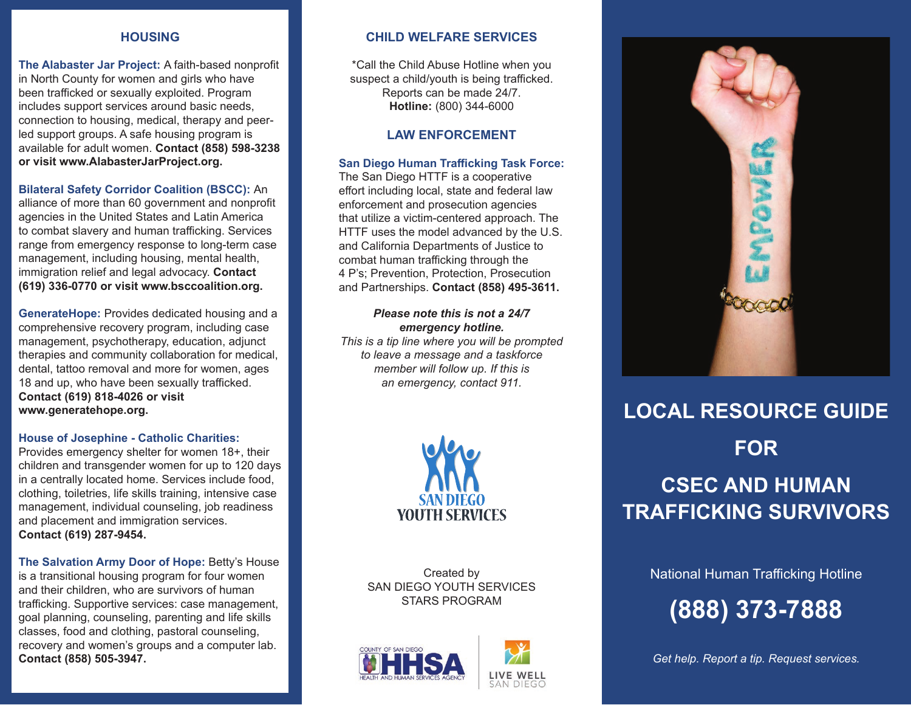## HOUSING

**The Alabaster Jar Project:** A faith-based nonprofit in North County for women and girls who have been trafficked or sexually exploited. Program includes support services around basic needs, connection to housing, medical, therapy and peer-led support groups. A safe housing program is available for adult women. **Contact (858) 598-3238 or visit www.AlabasterJarProject.org.**

**Bilateral Safety Corridor Coalition (BSCC):** An alliance of more than 60 government and nonprofit agencies in the United States and Latin America to combat slavery and human trafficking. Services range from emergency response to long-term case management, including housing, mental health, immigration relief and legal advocacy. **Contact (619) 336-0770 or visit www.bsccoalition.org.**

**GenerateHope:** Provides dedicated housing and a comprehensive recovery program, including case management, psychotherapy, education, adjunct therapies and community collaboration for medical, dental, tattoo removal and more for women, ages 18 and up, who have been sexually trafficked. **Contact (619) 818-4026 or visit www.generatehope.org.**

**House of Josephine - Catholic Charities:** Provides emergency shelter for women 18+, their children and transgender women for up to 120 days in a centrally located home. Services include food, clothing, toiletries, life skills training, intensive case management, individual counseling, job readiness and placement and immigration services. **Contact (619) 287-9454.**

**The Salvation Army Door of Hope:** Betty's House is a transitional housing program for four women and their children, who are survivors of human trafficking. Supportive services: case management, goal planning, counseling, parenting and life skills classes, food and clothing, pastoral counseling, recovery and women's groups and a computer lab. **Contact (858) 505-3947.**

## CHILD WELFARE SERVICES

*Call the Child Abuse Hotline when you suspect a child/youth is being trafficked. Reports can be made 24/7.
**Hotline:** (800) 344-6000

## LAW ENFORCEMENT

**San Diego Human Trafficking Task Force:** The San Diego HTTF is a cooperative effort including local, state and federal law enforcement and prosecution agencies that utilize a victim-centered approach. The HTTF uses the model advanced by the U.S. and California Departments of Justice to combat human trafficking through the 4 P's; Prevention, Protection, Prosecution and Partnerships. **Contact (858) 495-3611.**

***Please note this is not a 24/7 emergency hotline.***
*This is a tip line where you will be prompted to leave a message and a taskforce member will follow up. If this is an emergency, contact 911.*

SAN DIEGO YOUTH SERVICES

Created by
SAN DIEGO YOUTH SERVICES
STARS PROGRAM

COUNTY OF SAN DIEGO HHSA HEALTH AND HUMAN SERVICES AGENCY | LIVE WELL SAN DIEGO

# LOCAL RESOURCE GUIDE FOR CSEC AND HUMAN TRAFFICKING SURVIVORS

National Human Trafficking Hotline

**(888) 373-7888**

*Get help. Report a tip. Request services.*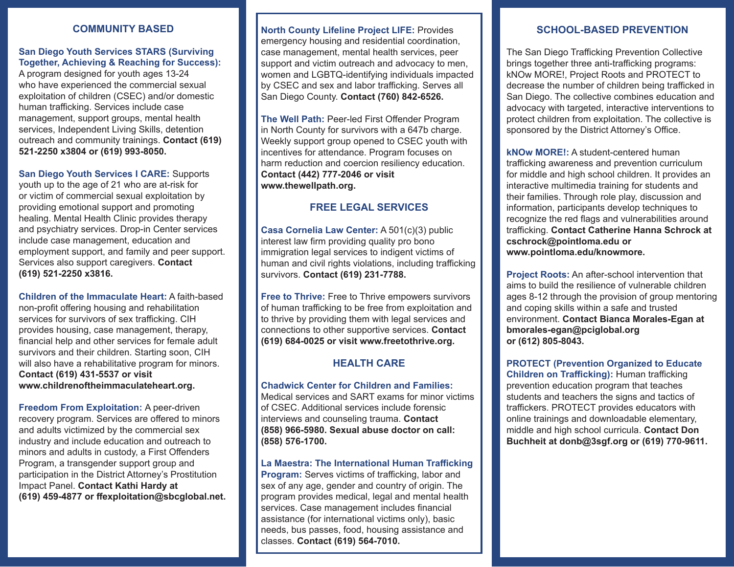## COMMUNITY BASED

**San Diego Youth Services STARS (Surviving Together, Achieving & Reaching for Success):** A program designed for youth ages 13-24 who have experienced the commercial sexual exploitation of children (CSEC) and/or domestic human trafficking. Services include case management, support groups, mental health services, Independent Living Skills, detention outreach and community trainings. **Contact (619) 521-2250 x3804 or (619) 993-8050.**

**San Diego Youth Services I CARE:** Supports youth up to the age of 21 who are at-risk for or victim of commercial sexual exploitation by providing emotional support and promoting healing. Mental Health Clinic provides therapy and psychiatry services. Drop-in Center services include case management, education and employment support, and family and peer support. Services also support caregivers. **Contact (619) 521-2250 x3816.**

**Children of the Immaculate Heart:** A faith-based non-profit offering housing and rehabilitation services for survivors of sex trafficking. CIH provides housing, case management, therapy, financial help and other services for female adult survivors and their children. Starting soon, CIH will also have a rehabilitative program for minors. **Contact (619) 431-5537 or visit www.childrenoftheimmaculateheart.org.**

**Freedom From Exploitation:** A peer-driven recovery program. Services are offered to minors and adults victimized by the commercial sex industry and include education and outreach to minors and adults in custody, a First Offenders Program, a transgender support group and participation in the District Attorney's Prostitution Impact Panel. **Contact Kathi Hardy at (619) 459-4877 or ffexploitation@sbcglobal.net.**

**North County Lifeline Project LIFE:** Provides emergency housing and residential coordination, case management, mental health services, peer support and victim outreach and advocacy to men, women and LGBTQ-identifying individuals impacted by CSEC and sex and labor trafficking. Serves all San Diego County. **Contact (760) 842-6526.**

**The Well Path:** Peer-led First Offender Program in North County for survivors with a 647b charge. Weekly support group opened to CSEC youth with incentives for attendance. Program focuses on harm reduction and coercion resiliency education. **Contact (442) 777-2046 or visit www.thewellpath.org.**

## FREE LEGAL SERVICES

**Casa Cornelia Law Center:** A 501(c)(3) public interest law firm providing quality pro bono immigration legal services to indigent victims of human and civil rights violations, including trafficking survivors. **Contact (619) 231-7788.**

**Free to Thrive:** Free to Thrive empowers survivors of human trafficking to be free from exploitation and to thrive by providing them with legal services and connections to other supportive services. **Contact (619) 684-0025 or visit www.freetothrive.org.**

## HEALTH CARE

**Chadwick Center for Children and Families:** Medical services and SART exams for minor victims of CSEC. Additional services include forensic interviews and counseling trauma. **Contact (858) 966-5980. Sexual abuse doctor on call: (858) 576-1700.**

**La Maestra: The International Human Trafficking Program:** Serves victims of trafficking, labor and sex of any age, gender and country of origin. The program provides medical, legal and mental health services. Case management includes financial assistance (for international victims only), basic needs, bus passes, food, housing assistance and classes. **Contact (619) 564-7010.**

## SCHOOL-BASED PREVENTION

The San Diego Trafficking Prevention Collective brings together three anti-trafficking programs: kNOw MORE!, Project Roots and PROTECT to decrease the number of children being trafficked in San Diego. The collective combines education and advocacy with targeted, interactive interventions to protect children from exploitation. The collective is sponsored by the District Attorney's Office.

**kNOw MORE!:** A student-centered human trafficking awareness and prevention curriculum for middle and high school children. It provides an interactive multimedia training for students and their families. Through role play, discussion and information, participants develop techniques to recognize the red flags and vulnerabilities around trafficking. **Contact Catherine Hanna Schrock at cschrock@pointloma.edu or www.pointloma.edu/knowmore.**

**Project Roots:** An after-school intervention that aims to build the resilience of vulnerable children ages 8-12 through the provision of group mentoring and coping skills within a safe and trusted environment. **Contact Bianca Morales-Egan at bmorales-egan@pciglobal.org or (612) 805-8043.**

**PROTECT (Prevention Organized to Educate Children on Trafficking):** Human trafficking prevention education program that teaches students and teachers the signs and tactics of traffickers. PROTECT provides educators with online trainings and downloadable elementary, middle and high school curricula. **Contact Don Buchheit at donb@3sgf.org or (619) 770-9611.**